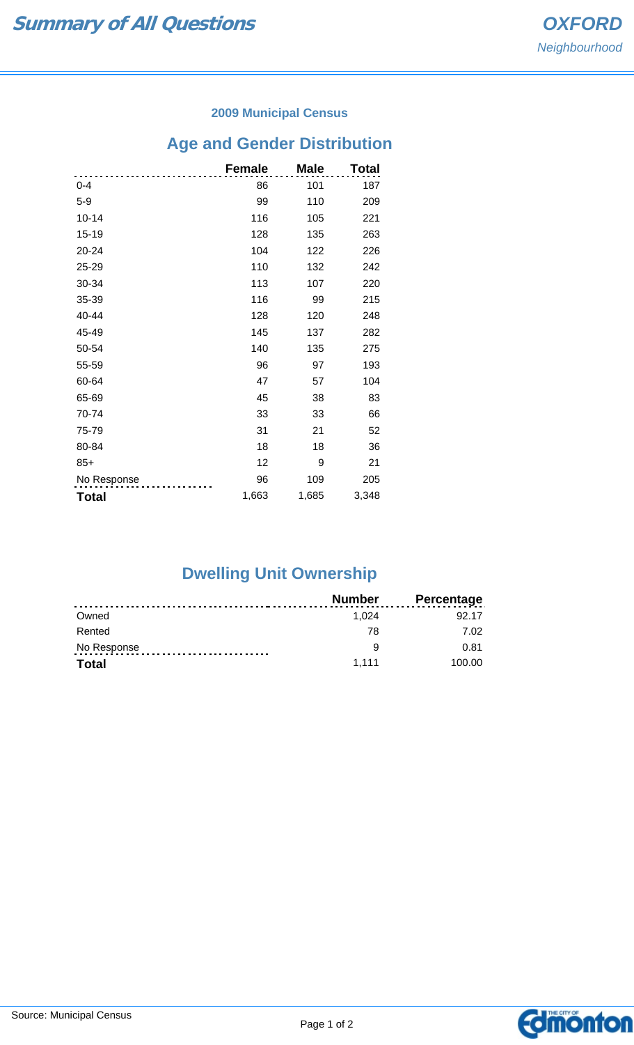# Summary of All Questions

**OXFORD**
*Neighbourhood*

### 2009 Municipal Census

## Age and Gender Distribution

| | Female | Male | Total |
|---|---|---|---|
| 0-4 | 86 | 101 | 187 |
| 5-9 | 99 | 110 | 209 |
| 10-14 | 116 | 105 | 221 |
| 15-19 | 128 | 135 | 263 |
| 20-24 | 104 | 122 | 226 |
| 25-29 | 110 | 132 | 242 |
| 30-34 | 113 | 107 | 220 |
| 35-39 | 116 | 99 | 215 |
| 40-44 | 128 | 120 | 248 |
| 45-49 | 145 | 137 | 282 |
| 50-54 | 140 | 135 | 275 |
| 55-59 | 96 | 97 | 193 |
| 60-64 | 47 | 57 | 104 |
| 65-69 | 45 | 38 | 83 |
| 70-74 | 33 | 33 | 66 |
| 75-79 | 31 | 21 | 52 |
| 80-84 | 18 | 18 | 36 |
| 85+ | 12 | 9 | 21 |
| No Response | 96 | 109 | 205 |
| **Total** | 1,663 | 1,685 | 3,348 |

## Dwelling Unit Ownership

| | Number | Percentage |
|---|---|---|
| Owned | 1,024 | 92.17 |
| Rented | 78 | 7.02 |
| No Response | 9 | 0.81 |
| **Total** | 1,111 | 100.00 |

Source: Municipal Census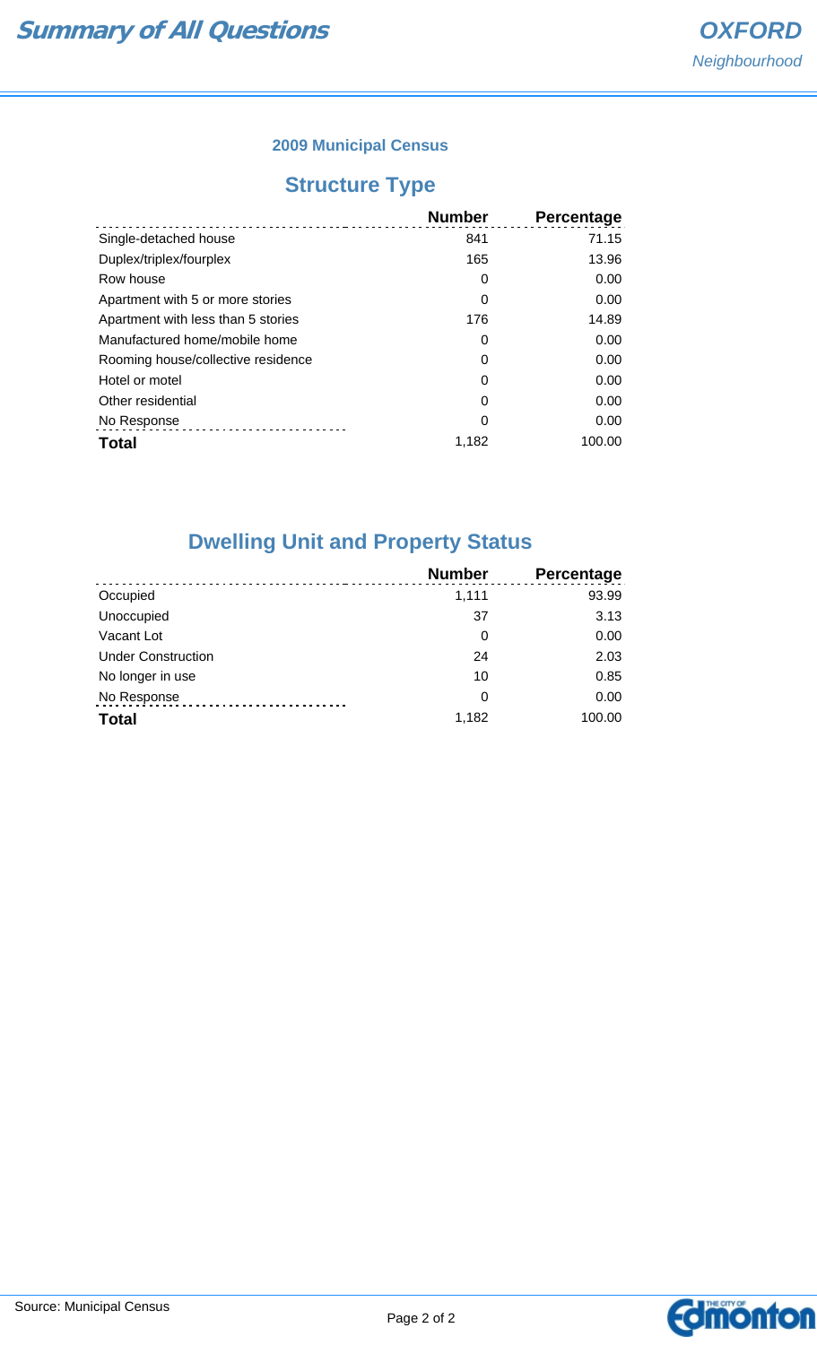# Summary of All Questions

**OXFORD**
*Neighbourhood*

### 2009 Municipal Census

## Structure Type

| | Number | Percentage |
|---|---|---|
| Single-detached house | 841 | 71.15 |
| Duplex/triplex/fourplex | 165 | 13.96 |
| Row house | 0 | 0.00 |
| Apartment with 5 or more stories | 0 | 0.00 |
| Apartment with less than 5 stories | 176 | 14.89 |
| Manufactured home/mobile home | 0 | 0.00 |
| Rooming house/collective residence | 0 | 0.00 |
| Hotel or motel | 0 | 0.00 |
| Other residential | 0 | 0.00 |
| No Response | 0 | 0.00 |
| **Total** | 1,182 | 100.00 |

## Dwelling Unit and Property Status

| | Number | Percentage |
|---|---|---|
| Occupied | 1,111 | 93.99 |
| Unoccupied | 37 | 3.13 |
| Vacant Lot | 0 | 0.00 |
| Under Construction | 24 | 2.03 |
| No longer in use | 10 | 0.85 |
| No Response | 0 | 0.00 |
| **Total** | 1,182 | 100.00 |

Source: Municipal Census